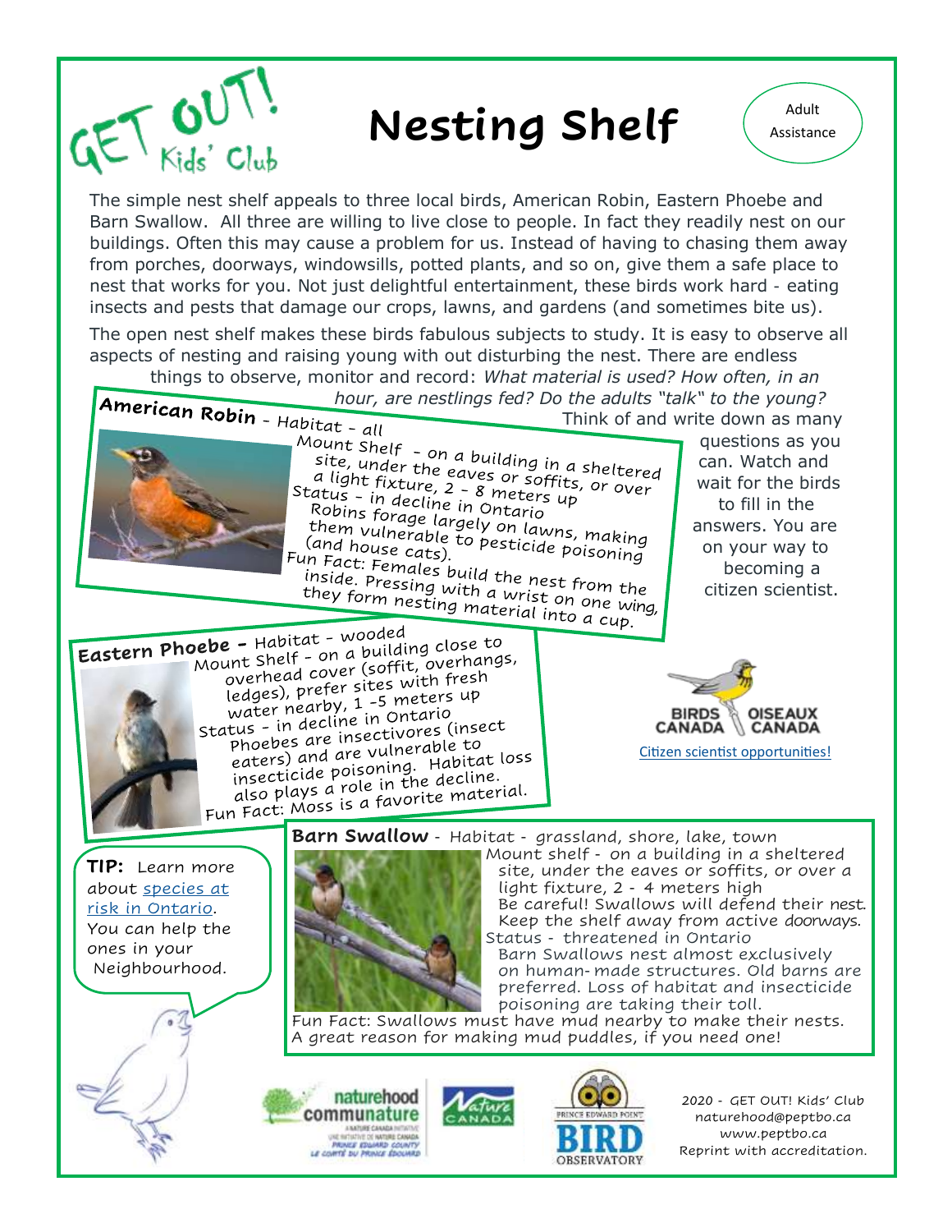GET OUT! Kids' Club

# Nesting Shelf

Adult Assistance

The simple nest shelf appeals to three local birds, American Robin, Eastern Phoebe and Barn Swallow. All three are willing to live close to people. In fact they readily nest on our buildings. Often this may cause a problem for us. Instead of having to chasing them away from porches, doorways, windowsills, potted plants, and so on, give them a safe place to nest that works for you. Not just delightful entertainment, these birds work hard - eating insects and pests that damage our crops, lawns, and gardens (and sometimes bite us).

The open nest shelf makes these birds fabulous subjects to study. It is easy to observe all aspects of nesting and raising young with out disturbing the nest. There are endless things to observe, monitor and record: *What material is used? How often, in an hour, are nestlings fed? Do the adults "talk" to the young?* Think of and write down as many questions as you can. Watch and wait for the birds to fill in the answers. You are on your way to becoming a citizen scientist.

**American Robin** - Habitat - all

Mount Shelf - on a building in a sheltered site, under the eaves or soffits, or over a light fixture, 2 - 8 meters up

Status - in decline in Ontario

Robins forage largely on lawns, making them vulnerable to pesticide poisoning (and house cats).

Fun Fact: Females build the nest from the inside. Pressing with a wrist on one wing, they form nesting material into a cup.

**Eastern Phoebe** - Habitat - wooded

Mount Shelf - on a building close to overhead cover (soffit, overhangs, ledges), prefer sites with fresh water nearby, 1 -5 meters up

Status - in decline in Ontario

Phoebes are insectivores (insect eaters) and are vulnerable to insecticide poisoning. Habitat loss also plays a role in the decline.

Fun Fact: Moss is a favorite material.

BIRDS CANADA OISEAUX CANADA

Citizen scientist opportunities!

**TIP:** Learn more about species at risk in Ontario. You can help the ones in your Neighbourhood.

**Barn Swallow** - Habitat - grassland, shore, lake, town

Mount shelf - on a building in a sheltered site, under the eaves or soffits, or over a light fixture, 2 - 4 meters high

Be careful! Swallows will defend their nest. Keep the shelf away from active doorways.

Status - threatened in Ontario

Barn Swallows nest almost exclusively on human-made structures. Old barns are preferred. Loss of habitat and insecticide poisoning are taking their toll.

Fun Fact: Swallows must have mud nearby to make their nests. A great reason for making mud puddles, if you need one!

2020 - GET OUT! Kids' Club
naturehood@peptbo.ca
www.peptbo.ca
Reprint with accreditation.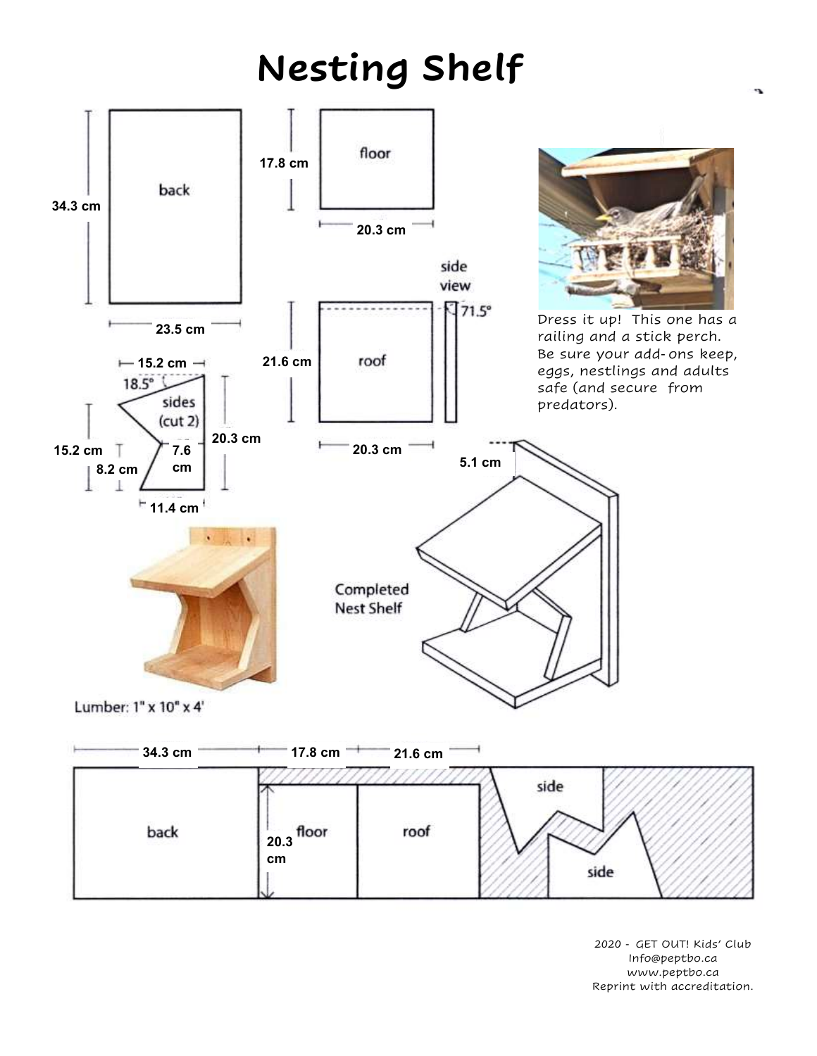# Nesting Shelf

34.3 cm

back

23.5 cm

17.8 cm

floor

20.3 cm

side view

71.5°

21.6 cm

roof

20.3 cm

15.2 cm

18.5°

sides (cut 2)

20.3 cm

15.2 cm

8.2 cm

7.6 cm

11.4 cm

5.1 cm

Dress it up! This one has a railing and a stick perch. Be sure your add-ons keep, eggs, nestlings and adults safe (and secure from predators).

Completed Nest Shelf

Lumber: 1" x 10" x 4'

34.3 cm

17.8 cm

21.6 cm

back

20.3 cm

floor

roof

side

side

2020 - GET OUT! Kids' Club
Info@peptbo.ca
www.peptbo.ca
Reprint with accreditation.